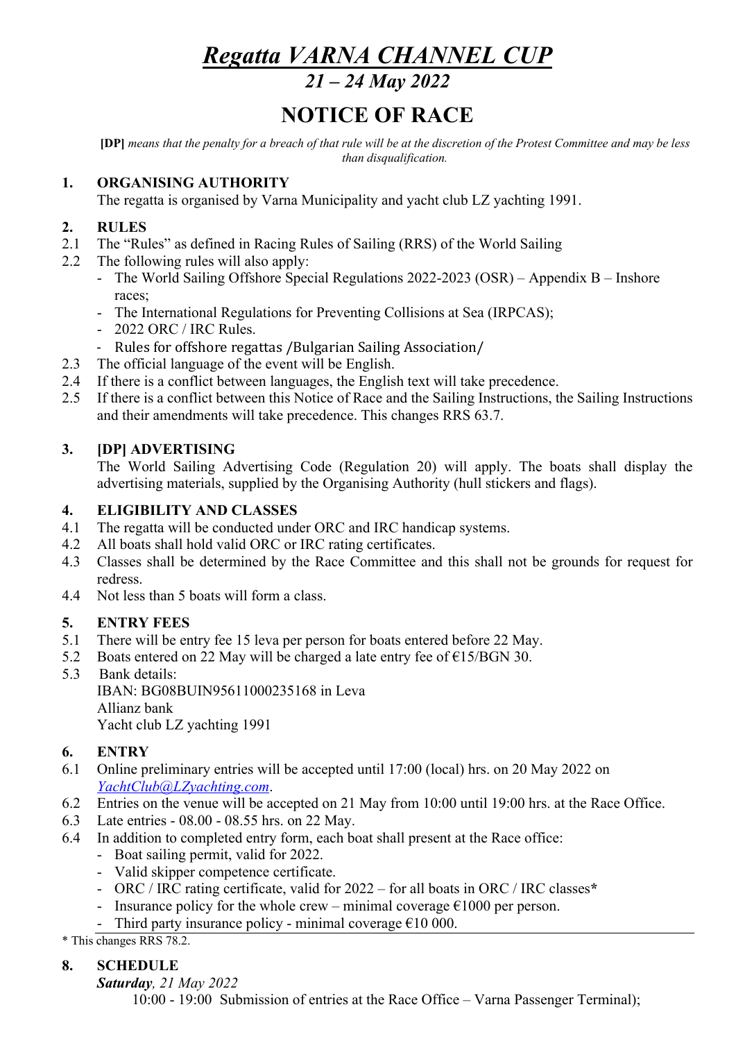# *Regatta VARNA CHANNEL CUP*

## *21 – 24 May 2022*

# NOTICE OF RACE

**[DP]** *means that the penalty for a breach of that rule will be at the discretion of the Protest Committee and may be less than disqualification.*

## 1. ORGANISING AUTHORITY

The regatta is organised by Varna Municipality and yacht club LZ yachting 1991.

## 2. RULES

2.1 The "Rules" as defined in Racing Rules of Sailing (RRS) of the World Sailing

2.2 The following rules will also apply:

- The World Sailing Offshore Special Regulations 2022-2023 (OSR) – Appendix B – Inshore races;
- The International Regulations for Preventing Collisions at Sea (IRPCAS);
- 2022 ORC / IRC Rules.
- Rules for offshore regattas /Bulgarian Sailing Association/

2.3 The official language of the event will be English.

2.4 If there is a conflict between languages, the English text will take precedence.

2.5 If there is a conflict between this Notice of Race and the Sailing Instructions, the Sailing Instructions and their amendments will take precedence. This changes RRS 63.7.

## 3. [DP] ADVERTISING

The World Sailing Advertising Code (Regulation 20) will apply. The boats shall display the advertising materials, supplied by the Organising Authority (hull stickers and flags).

## 4. ELIGIBILITY AND CLASSES

4.1 The regatta will be conducted under ORC and IRC handicap systems.

4.2 All boats shall hold valid ORC or IRC rating certificates.

4.3 Classes shall be determined by the Race Committee and this shall not be grounds for request for redress.

4.4 Not less than 5 boats will form a class.

## 5. ENTRY FEES

5.1 There will be entry fee 15 leva per person for boats entered before 22 May.

5.2 Boats entered on 22 May will be charged a late entry fee of €15/BGN 30.

5.3 Bank details:
IBAN: BG08BUIN95611000235168 in Leva
Allianz bank
Yacht club LZ yachting 1991

## 6. ENTRY

6.1 Online preliminary entries will be accepted until 17:00 (local) hrs. on 20 May 2022 on *YachtClub@LZyachting.com*.

6.2 Entries on the venue will be accepted on 21 May from 10:00 until 19:00 hrs. at the Race Office.

6.3 Late entries - 08.00 - 08.55 hrs. on 22 May.

6.4 In addition to completed entry form, each boat shall present at the Race office:

- Boat sailing permit, valid for 2022.
- Valid skipper competence certificate.
- ORC / IRC rating certificate, valid for 2022 – for all boats in ORC / IRC classes*
- Insurance policy for the whole crew – minimal coverage €1000 per person.
- Third party insurance policy - minimal coverage €10 000.

\* This changes RRS 78.2.

## 8. SCHEDULE

***Saturday****, 21 May 2022*

10:00 - 19:00 Submission of entries at the Race Office – Varna Passenger Terminal);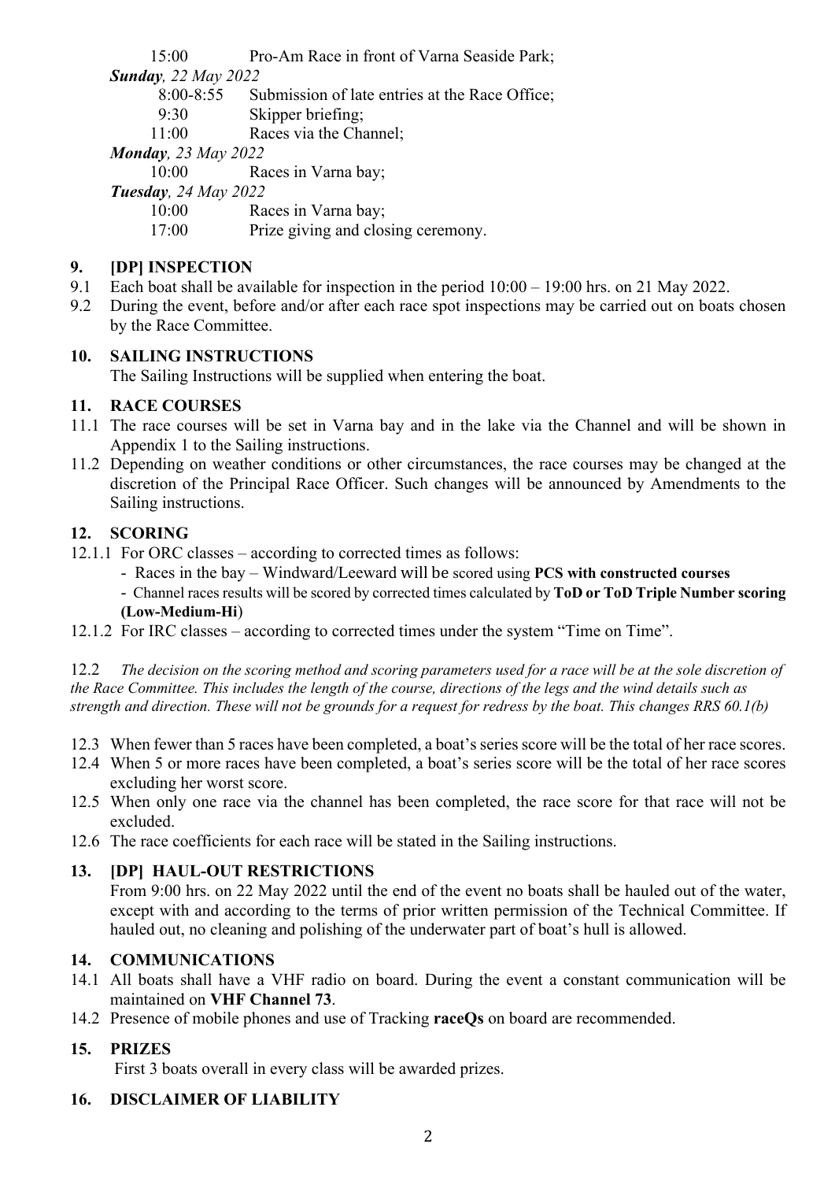15:00 Pro-Am Race in front of Varna Seaside Park;

***Sunday**, 22 May 2022*

8:00-8:55 Submission of late entries at the Race Office;

9:30 Skipper briefing;

11:00 Races via the Channel;

***Monday**, 23 May 2022*

10:00 Races in Varna bay;

***Tuesday**, 24 May 2022*

10:00 Races in Varna bay;

17:00 Prize giving and closing ceremony.

## 9. [DP] INSPECTION

9.1 Each boat shall be available for inspection in the period 10:00 – 19:00 hrs. on 21 May 2022.

9.2 During the event, before and/or after each race spot inspections may be carried out on boats chosen by the Race Committee.

## 10. SAILING INSTRUCTIONS

The Sailing Instructions will be supplied when entering the boat.

## 11. RACE COURSES

11.1 The race courses will be set in Varna bay and in the lake via the Channel and will be shown in Appendix 1 to the Sailing instructions.

11.2 Depending on weather conditions or other circumstances, the race courses may be changed at the discretion of the Principal Race Officer. Such changes will be announced by Amendments to the Sailing instructions.

## 12. SCORING

12.1.1 For ORC classes – according to corrected times as follows:

- Races in the bay – Windward/Leeward will be scored using **PCS with constructed courses**
- Channel races results will be scored by corrected times calculated by **ToD or ToD Triple Number scoring (Low-Medium-Hi)**

12.1.2 For IRC classes – according to corrected times under the system "Time on Time".

12.2 *The decision on the scoring method and scoring parameters used for a race will be at the sole discretion of the Race Committee. This includes the length of the course, directions of the legs and the wind details such as strength and direction. These will not be grounds for a request for redress by the boat. This changes RRS 60.1(b)*

12.3 When fewer than 5 races have been completed, a boat's series score will be the total of her race scores.

12.4 When 5 or more races have been completed, a boat's series score will be the total of her race scores excluding her worst score.

12.5 When only one race via the channel has been completed, the race score for that race will not be excluded.

12.6 The race coefficients for each race will be stated in the Sailing instructions.

## 13. [DP] HAUL-OUT RESTRICTIONS

From 9:00 hrs. on 22 May 2022 until the end of the event no boats shall be hauled out of the water, except with and according to the terms of prior written permission of the Technical Committee. If hauled out, no cleaning and polishing of the underwater part of boat's hull is allowed.

## 14. COMMUNICATIONS

14.1 All boats shall have a VHF radio on board. During the event a constant communication will be maintained on **VHF Channel 73**.

14.2 Presence of mobile phones and use of Tracking **raceQs** on board are recommended.

## 15. PRIZES

First 3 boats overall in every class will be awarded prizes.

## 16. DISCLAIMER OF LIABILITY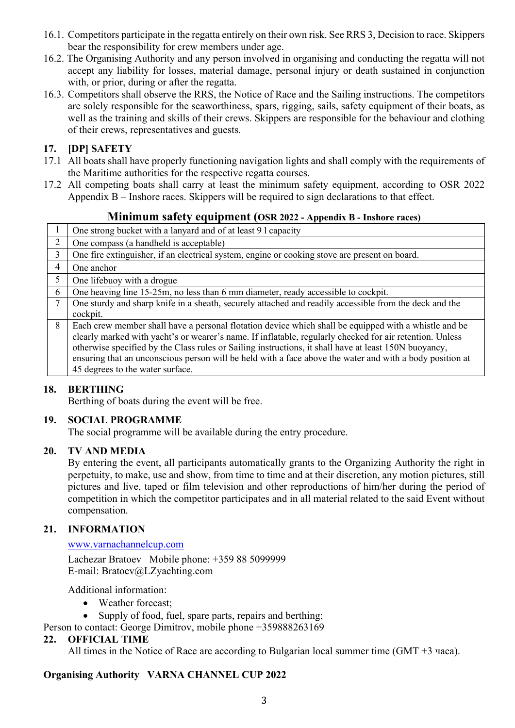16.1. Competitors participate in the regatta entirely on their own risk. See RRS 3, Decision to race. Skippers bear the responsibility for crew members under age.

16.2. The Organising Authority and any person involved in organising and conducting the regatta will not accept any liability for losses, material damage, personal injury or death sustained in conjunction with, or prior, during or after the regatta.

16.3. Competitors shall observe the RRS, the Notice of Race and the Sailing instructions. The competitors are solely responsible for the seaworthiness, spars, rigging, sails, safety equipment of their boats, as well as the training and skills of their crews. Skippers are responsible for the behaviour and clothing of their crews, representatives and guests.

## 17. [DP] SAFETY

17.1 All boats shall have properly functioning navigation lights and shall comply with the requirements of the Maritime authorities for the respective regatta courses.

17.2 All competing boats shall carry at least the minimum safety equipment, according to OSR 2022 Appendix B – Inshore races. Skippers will be required to sign declarations to that effect.

**Minimum safety equipment (OSR 2022 - Appendix B - Inshore races)**

| | |
|---|---|
| 1 | One strong bucket with a lanyard and of at least 9 l capacity |
| 2 | One compass (a handheld is acceptable) |
| 3 | One fire extinguisher, if an electrical system, engine or cooking stove are present on board. |
| 4 | One anchor |
| 5 | One lifebuoy with a drogue |
| 6 | One heaving line 15-25m, no less than 6 mm diameter, ready accessible to cockpit. |
| 7 | One sturdy and sharp knife in a sheath, securely attached and readily accessible from the deck and the cockpit. |
| 8 | Each crew member shall have a personal flotation device which shall be equipped with a whistle and be clearly marked with yacht's or wearer's name. If inflatable, regularly checked for air retention. Unless otherwise specified by the Class rules or Sailing instructions, it shall have at least 150N buoyancy, ensuring that an unconscious person will be held with a face above the water and with a body position at 45 degrees to the water surface. |

## 18. BERTHING

Berthing of boats during the event will be free.

## 19. SOCIAL PROGRAMME

The social programme will be available during the entry procedure.

## 20. TV AND MEDIA

By entering the event, all participants automatically grants to the Organizing Authority the right in perpetuity, to make, use and show, from time to time and at their discretion, any motion pictures, still pictures and live, taped or film television and other reproductions of him/her during the period of competition in which the competitor participates and in all material related to the said Event without compensation.

## 21. INFORMATION

www.varnachannelcup.com

Lachezar Bratoev Mobile phone: +359 88 5099999
E-mail: Bratoev@LZyachting.com

Additional information:

- Weather forecast;
- Supply of food, fuel, spare parts, repairs and berthing;

Person to contact: George Dimitrov, mobile phone +359888263169

## 22. OFFICIAL TIME

All times in the Notice of Race are according to Bulgarian local summer time (GMT +3 часа).

**Organising Authority VARNA CHANNEL CUP 2022**